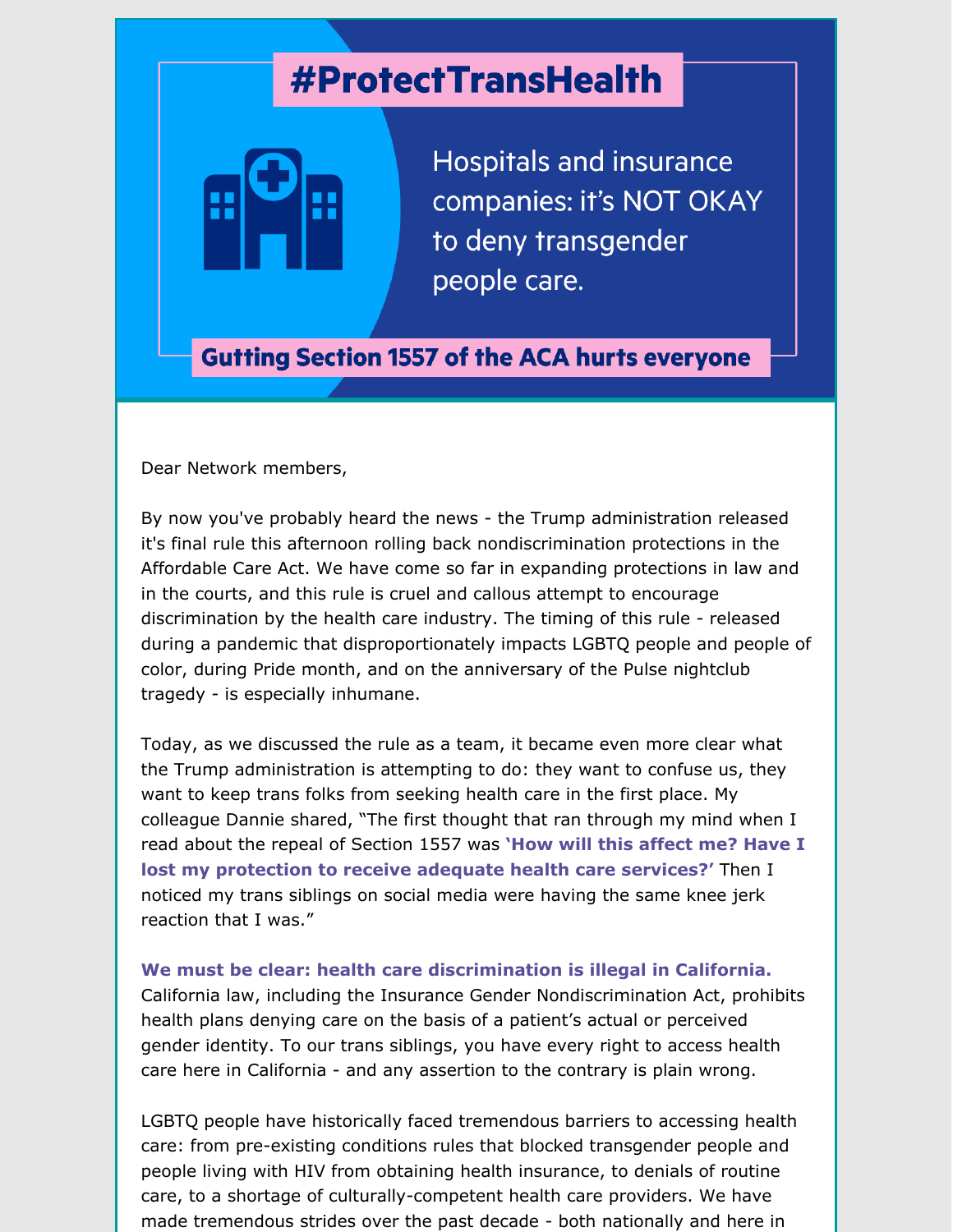# #ProtectTransHealth

Hospitals and insurance companies: it's NOT OKAY to deny transgender people care.

**Gutting Section 1557 of the ACA hurts everyone**

Dear Network members,

By now you've probably heard the news - the Trump administration released it's final rule this afternoon rolling back nondiscrimination protections in the Affordable Care Act. We have come so far in expanding protections in law and in the courts, and this rule is cruel and callous attempt to encourage discrimination by the health care industry. The timing of this rule - released during a pandemic that disproportionately impacts LGBTQ people and people of color, during Pride month, and on the anniversary of the Pulse nightclub tragedy - is especially inhumane.

Today, as we discussed the rule as a team, it became even more clear what the Trump administration is attempting to do: they want to confuse us, they want to keep trans folks from seeking health care in the first place. My colleague Dannie shared, "The first thought that ran through my mind when I read about the repeal of Section 1557 was **'How will this affect me? Have I lost my protection to receive adequate health care services?'** Then I noticed my trans siblings on social media were having the same knee jerk reaction that I was."

**We must be clear: health care discrimination is illegal in California.** California law, including the Insurance Gender Nondiscrimination Act, prohibits health plans denying care on the basis of a patient's actual or perceived gender identity. To our trans siblings, you have every right to access health care here in California - and any assertion to the contrary is plain wrong.

LGBTQ people have historically faced tremendous barriers to accessing health care: from pre-existing conditions rules that blocked transgender people and people living with HIV from obtaining health insurance, to denials of routine care, to a shortage of culturally-competent health care providers. We have made tremendous strides over the past decade - both nationally and here in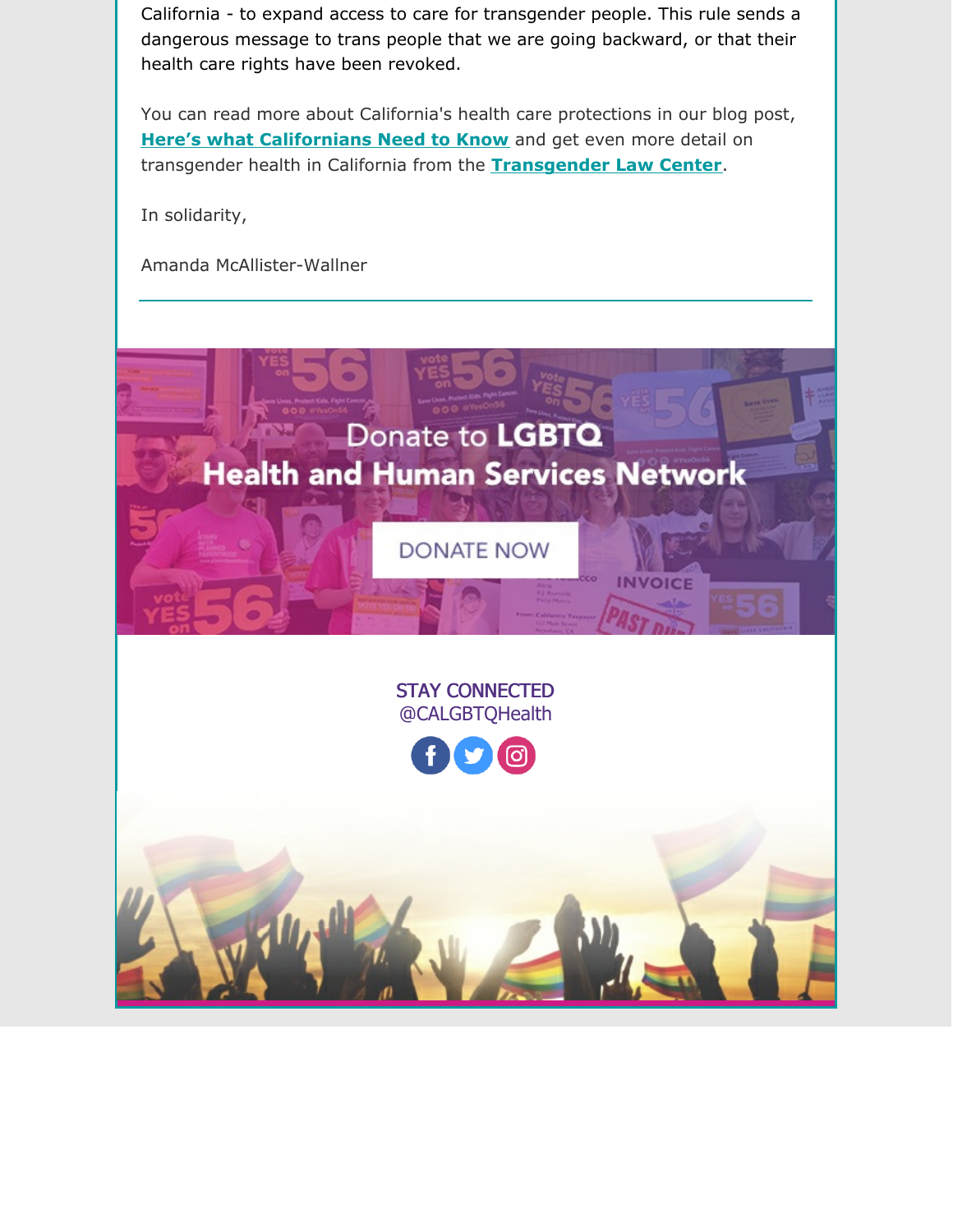California - to expand access to care for transgender people. This rule sends a dangerous message to trans people that we are going backward, or that their health care rights have been revoked.

You can read more about California's health care protections in our blog post, **Here's what Californians Need to Know** and get even more detail on transgender health in California from the **Transgender Law Center**.

In solidarity,

Amanda McAllister-Wallner

---

Donate to **LGBTQ Health and Human Services Network**

DONATE NOW

STAY CONNECTED
@CALGBTQHealth